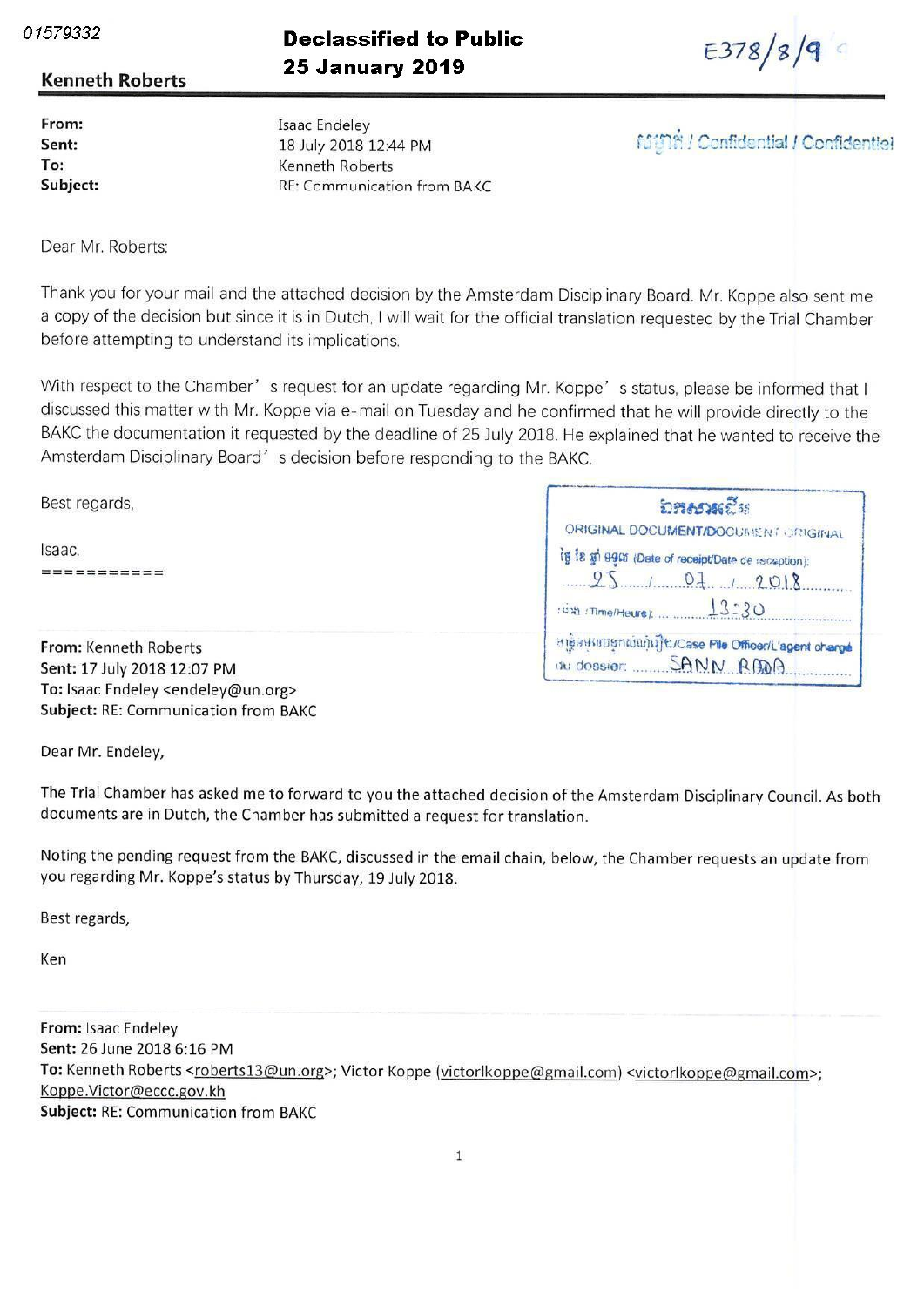01579332

**Declassified to Public**
**25 January 2019**

E378/8/9

**Kenneth Roberts**

ការសម្ងាត់ / Confidential / Confidentiel

**From:** Isaac Endeley
**Sent:** 18 July 2018 12:44 PM
**To:** Kenneth Roberts
**Subject:** RE: Communication from BAKC

Dear Mr. Roberts:

Thank you for your mail and the attached decision by the Amsterdam Disciplinary Board. Mr. Koppe also sent me a copy of the decision but since it is in Dutch, I will wait for the official translation requested by the Trial Chamber before attempting to understand its implications.

With respect to the Chamber's request for an update regarding Mr. Koppe's status, please be informed that I discussed this matter with Mr. Koppe via e-mail on Tuesday and he confirmed that he will provide directly to the BAKC the documentation it requested by the deadline of 25 July 2018. He explained that he wanted to receive the Amsterdam Disciplinary Board's decision before responding to the BAKC.

Best regards,

Isaac.
===========

ឯកសារដើម
ORIGINAL DOCUMENT/DOCUMENT ORIGINAL
ថ្ងៃ ខែ ឆ្នាំ ទទួល (Date of receipt/Date de réception): 25 / 07 / 2018
ម៉ោង (Time/Heure): 13:30
មន្ត្រីទទួលបន្ទុកសំណុំរឿង/Case File Officer/L'agent chargé du dossier: SANN RADA

**From:** Kenneth Roberts
**Sent:** 17 July 2018 12:07 PM
**To:** Isaac Endeley <endeley@un.org>
**Subject:** RE: Communication from BAKC

Dear Mr. Endeley,

The Trial Chamber has asked me to forward to you the attached decision of the Amsterdam Disciplinary Council. As both documents are in Dutch, the Chamber has submitted a request for translation.

Noting the pending request from the BAKC, discussed in the email chain, below, the Chamber requests an update from you regarding Mr. Koppe's status by Thursday, 19 July 2018.

Best regards,

Ken

**From:** Isaac Endeley
**Sent:** 26 June 2018 6:16 PM
**To:** Kenneth Roberts <roberts13@un.org>; Victor Koppe (victorlkoppe@gmail.com) <victorlkoppe@gmail.com>; Koppe.Victor@eccc.gov.kh
**Subject:** RE: Communication from BAKC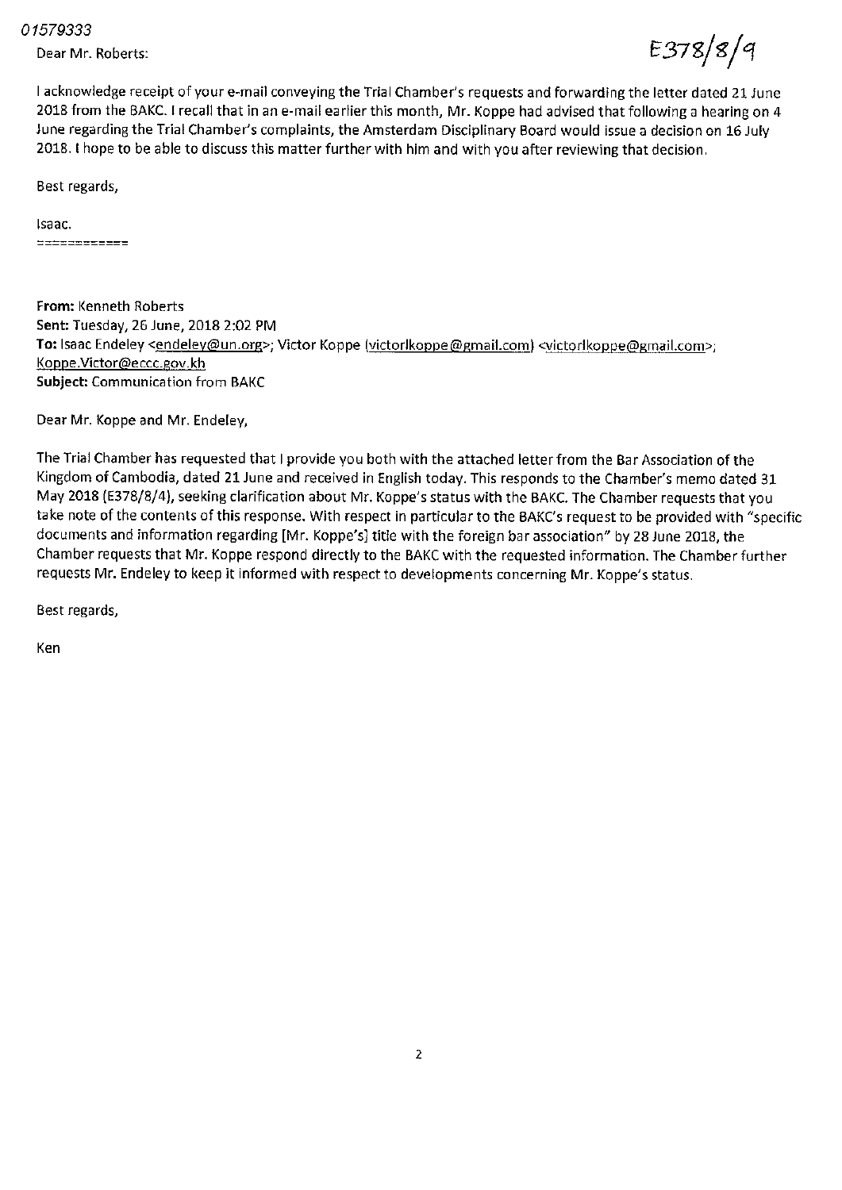01579333

E378/8/9

Dear Mr. Roberts:

I acknowledge receipt of your e-mail conveying the Trial Chamber's requests and forwarding the letter dated 21 June 2018 from the BAKC. I recall that in an e-mail earlier this month, Mr. Koppe had advised that following a hearing on 4 June regarding the Trial Chamber's complaints, the Amsterdam Disciplinary Board would issue a decision on 16 July 2018. I hope to be able to discuss this matter further with him and with you after reviewing that decision.

Best regards,

Isaac.

============

**From:** Kenneth Roberts
**Sent:** Tuesday, 26 June, 2018 2:02 PM
**To:** Isaac Endeley <endeley@un.org>; Victor Koppe (victorlkoppe@gmail.com) <victorlkoppe@gmail.com>; Koppe.Victor@eccc.gov.kh
**Subject:** Communication from BAKC

Dear Mr. Koppe and Mr. Endeley,

The Trial Chamber has requested that I provide you both with the attached letter from the Bar Association of the Kingdom of Cambodia, dated 21 June and received in English today. This responds to the Chamber's memo dated 31 May 2018 (E378/8/4), seeking clarification about Mr. Koppe's status with the BAKC. The Chamber requests that you take note of the contents of this response. With respect in particular to the BAKC's request to be provided with "specific documents and information regarding [Mr. Koppe's] title with the foreign bar association" by 28 June 2018, the Chamber requests that Mr. Koppe respond directly to the BAKC with the requested information. The Chamber further requests Mr. Endeley to keep it informed with respect to developments concerning Mr. Koppe's status.

Best regards,

Ken